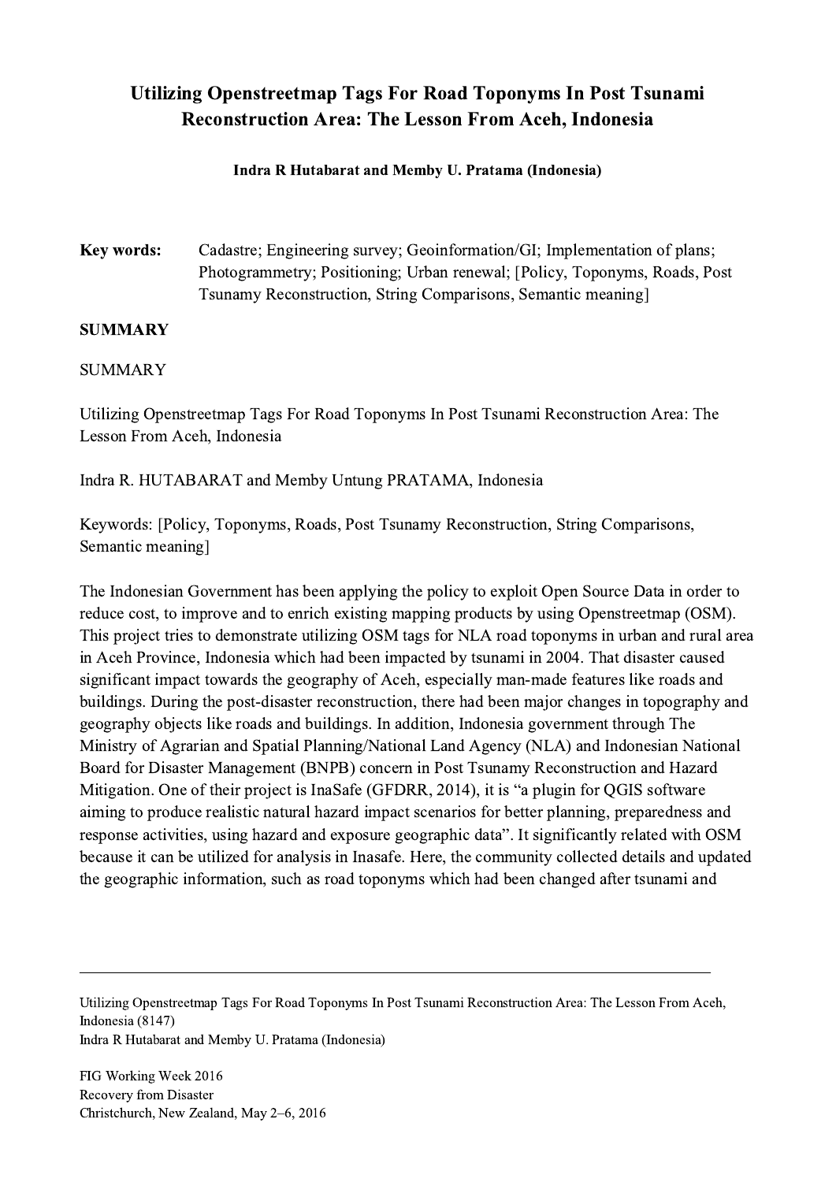# Utilizing Openstreetmap Tags For Road Toponyms In Post Tsunami Reconstruction Area: The Lesson From Aceh, Indonesia

**Indra R Hutabarat and Memby U. Pratama (Indonesia)**

**Key words:** Cadastre; Engineering survey; Geoinformation/GI; Implementation of plans; Photogrammetry; Positioning; Urban renewal; [Policy, Toponyms, Roads, Post Tsunamy Reconstruction, String Comparisons, Semantic meaning]

## SUMMARY

SUMMARY

Utilizing Openstreetmap Tags For Road Toponyms In Post Tsunami Reconstruction Area: The Lesson From Aceh, Indonesia

Indra R. HUTABARAT and Memby Untung PRATAMA, Indonesia

Keywords: [Policy, Toponyms, Roads, Post Tsunamy Reconstruction, String Comparisons, Semantic meaning]

The Indonesian Government has been applying the policy to exploit Open Source Data in order to reduce cost, to improve and to enrich existing mapping products by using Openstreetmap (OSM). This project tries to demonstrate utilizing OSM tags for NLA road toponyms in urban and rural area in Aceh Province, Indonesia which had been impacted by tsunami in 2004. That disaster caused significant impact towards the geography of Aceh, especially man-made features like roads and buildings. During the post-disaster reconstruction, there had been major changes in topography and geography objects like roads and buildings. In addition, Indonesia government through The Ministry of Agrarian and Spatial Planning/National Land Agency (NLA) and Indonesian National Board for Disaster Management (BNPB) concern in Post Tsunamy Reconstruction and Hazard Mitigation. One of their project is InaSafe (GFDRR, 2014), it is "a plugin for QGIS software aiming to produce realistic natural hazard impact scenarios for better planning, preparedness and response activities, using hazard and exposure geographic data". It significantly related with OSM because it can be utilized for analysis in Inasafe. Here, the community collected details and updated the geographic information, such as road toponyms which had been changed after tsunami and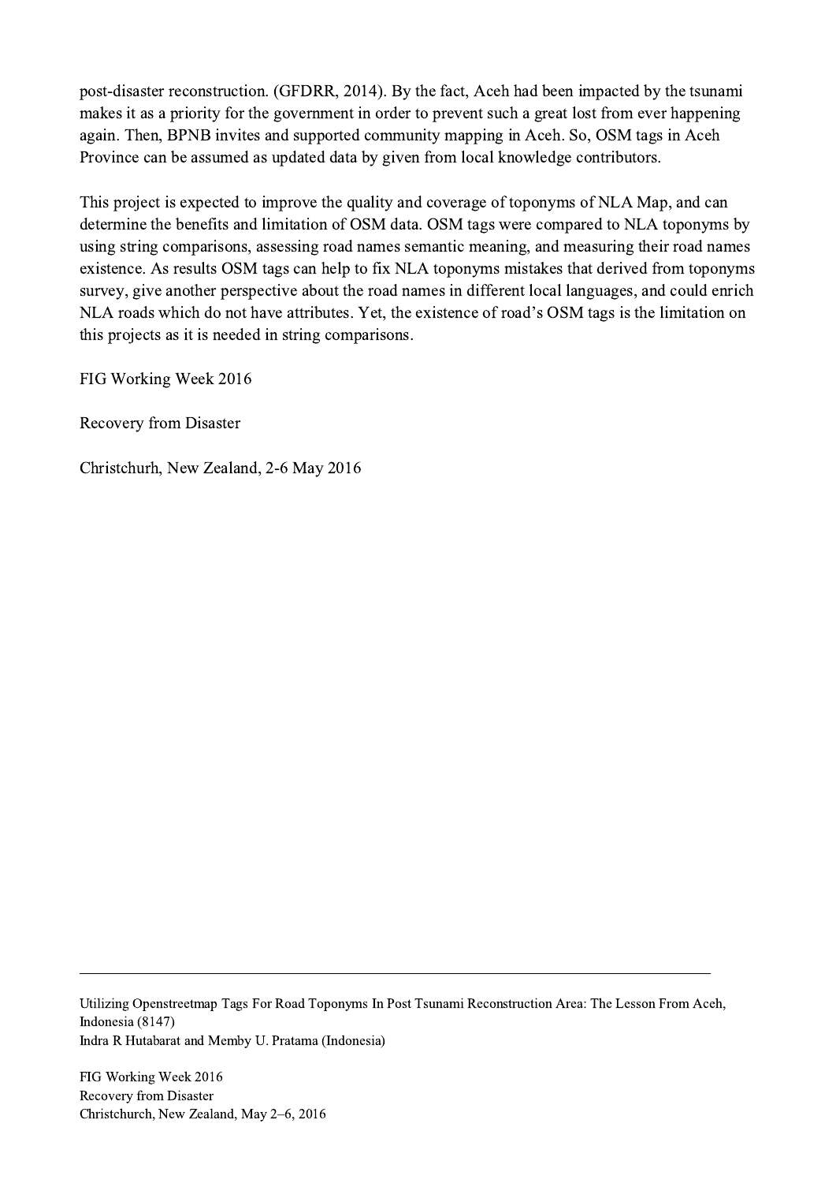post-disaster reconstruction. (GFDRR, 2014). By the fact, Aceh had been impacted by the tsunami makes it as a priority for the government in order to prevent such a great lost from ever happening again. Then, BPNB invites and supported community mapping in Aceh. So, OSM tags in Aceh Province can be assumed as updated data by given from local knowledge contributors.

This project is expected to improve the quality and coverage of toponyms of NLA Map, and can determine the benefits and limitation of OSM data. OSM tags were compared to NLA toponyms by using string comparisons, assessing road names semantic meaning, and measuring their road names existence. As results OSM tags can help to fix NLA toponyms mistakes that derived from toponyms survey, give another perspective about the road names in different local languages, and could enrich NLA roads which do not have attributes. Yet, the existence of road's OSM tags is the limitation on this projects as it is needed in string comparisons.

FIG Working Week 2016

Recovery from Disaster

Christchurh, New Zealand, 2-6 May 2016